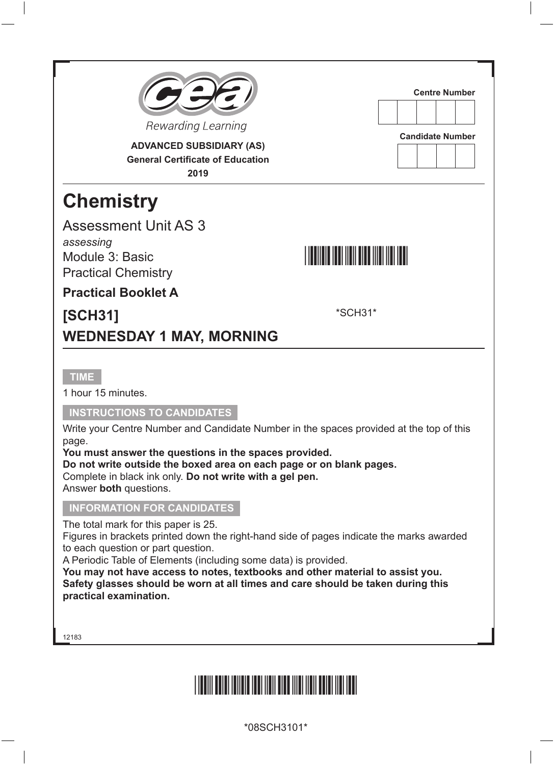Rewarding Learning

**ADVANCED SUBSIDIARY (AS)**
**General Certificate of Education**
**2019**

Centre Number

Candidate Number

# Chemistry

## Assessment Unit AS 3

*assessing*
Module 3: Basic Practical Chemistry

**Practical Booklet A**

**[SCH31]**

*SCH31*

**WEDNESDAY 1 MAY, MORNING**

**TIME**

1 hour 15 minutes.

**INSTRUCTIONS TO CANDIDATES**

Write your Centre Number and Candidate Number in the spaces provided at the top of this page.
**You must answer the questions in the spaces provided.**
**Do not write outside the boxed area on each page or on blank pages.**
Complete in black ink only. **Do not write with a gel pen.**
Answer **both** questions.

**INFORMATION FOR CANDIDATES**

The total mark for this paper is 25.
Figures in brackets printed down the right-hand side of pages indicate the marks awarded to each question or part question.
A Periodic Table of Elements (including some data) is provided.
**You may not have access to notes, textbooks and other material to assist you.**
**Safety glasses should be worn at all times and care should be taken during this practical examination.**

12183

*08SCH3101*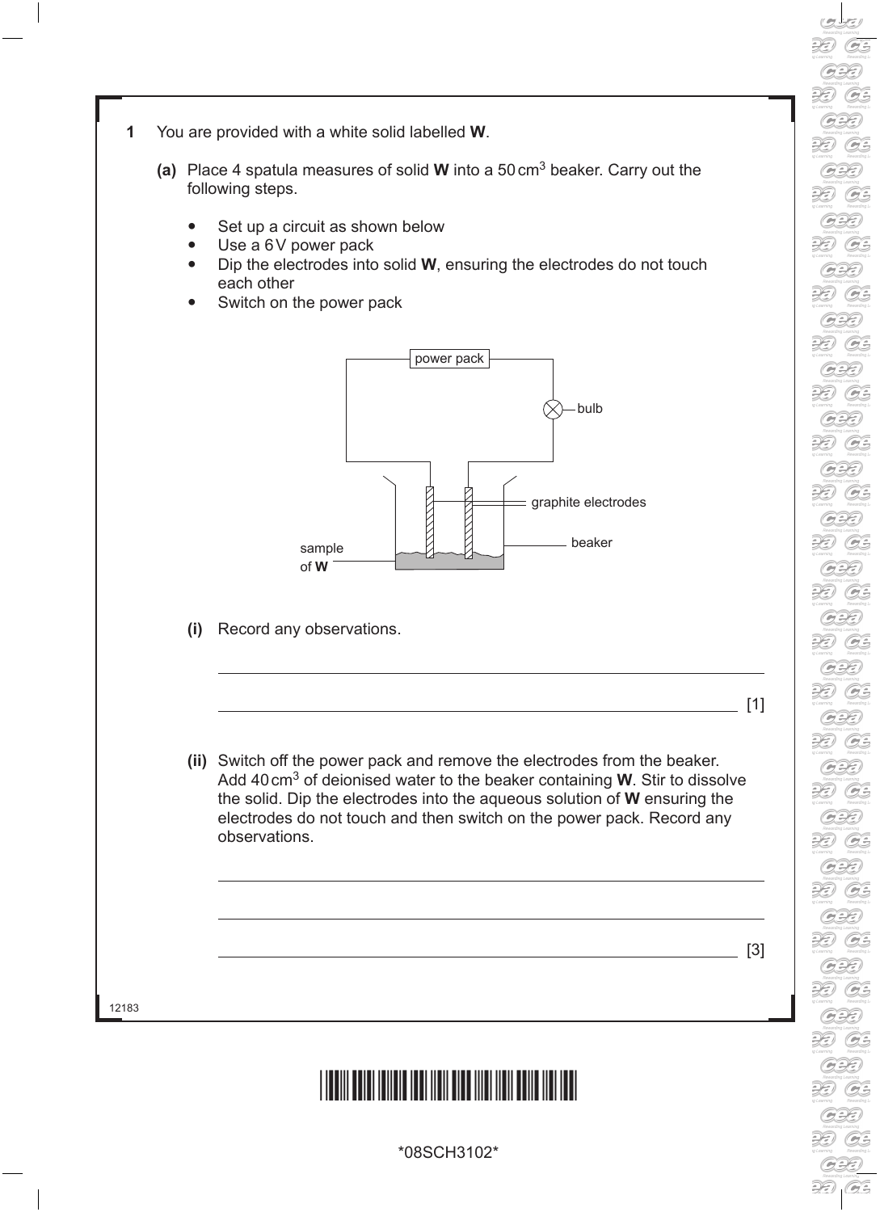**1** You are provided with a white solid labelled **W**.

**(a)** Place 4 spatula measures of solid **W** into a 50 $cm^3$ beaker. Carry out the following steps.

- Set up a circuit as shown below
- Use a 6 V power pack
- Dip the electrodes into solid **W**, ensuring the electrodes do not touch each other
- Switch on the power pack

**(i)** Record any observations.

_______________________________________________

_______________________________________________ [1]

**(ii)** Switch off the power pack and remove the electrodes from the beaker. Add 40 $cm^3$ of deionised water to the beaker containing **W**. Stir to dissolve the solid. Dip the electrodes into the aqueous solution of **W** ensuring the electrodes do not touch and then switch on the power pack. Record any observations.

_______________________________________________

_______________________________________________

_______________________________________________ [3]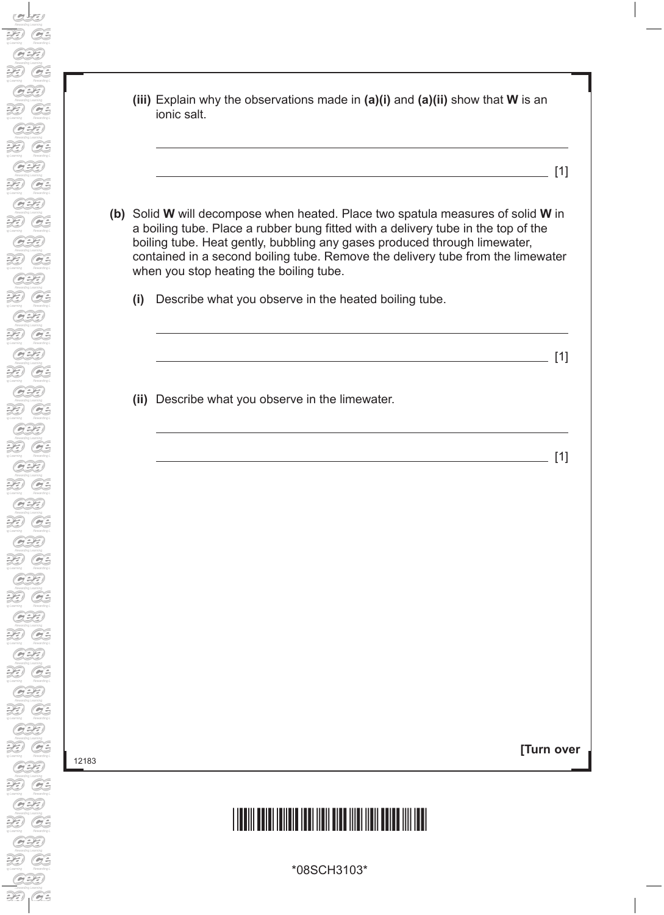**(iii)** Explain why the observations made in **(a)(i)** and **(a)(ii)** show that **W** is an ionic salt.

______________________________________________________________________

______________________________________________________________________ [1]

**(b)** Solid **W** will decompose when heated. Place two spatula measures of solid **W** in a boiling tube. Place a rubber bung fitted with a delivery tube in the top of the boiling tube. Heat gently, bubbling any gases produced through limewater, contained in a second boiling tube. Remove the delivery tube from the limewater when you stop heating the boiling tube.

**(i)** Describe what you observe in the heated boiling tube.

______________________________________________________________________

______________________________________________________________________ [1]

**(ii)** Describe what you observe in the limewater.

______________________________________________________________________

______________________________________________________________________ [1]

**[Turn over**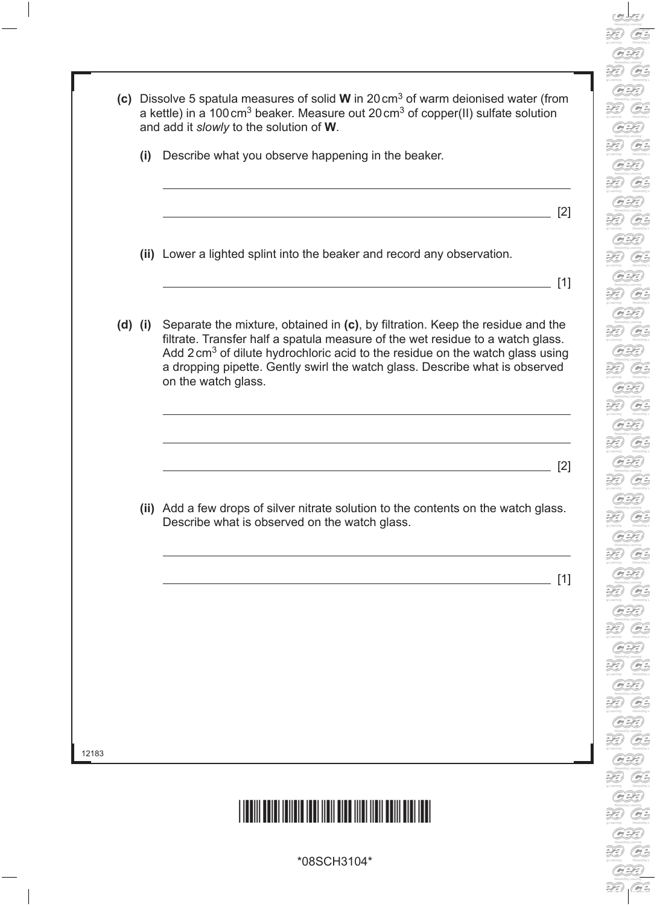**(c)** Dissolve 5 spatula measures of solid **W** in 20 $cm^3$ of warm deionised water (from a kettle) in a 100 $cm^3$ beaker. Measure out 20 $cm^3$ of copper(II) sulfate solution and add it *slowly* to the solution of **W**.

**(i)** Describe what you observe happening in the beaker.

______________________________________________________________________

______________________________________________________________________ [2]

**(ii)** Lower a lighted splint into the beaker and record any observation.

______________________________________________________________________ [1]

**(d) (i)** Separate the mixture, obtained in **(c)**, by filtration. Keep the residue and the filtrate. Transfer half a spatula measure of the wet residue to a watch glass. Add 2 $cm^3$ of dilute hydrochloric acid to the residue on the watch glass using a dropping pipette. Gently swirl the watch glass. Describe what is observed on the watch glass.

______________________________________________________________________

______________________________________________________________________

______________________________________________________________________ [2]

**(ii)** Add a few drops of silver nitrate solution to the contents on the watch glass. Describe what is observed on the watch glass.

______________________________________________________________________

______________________________________________________________________ [1]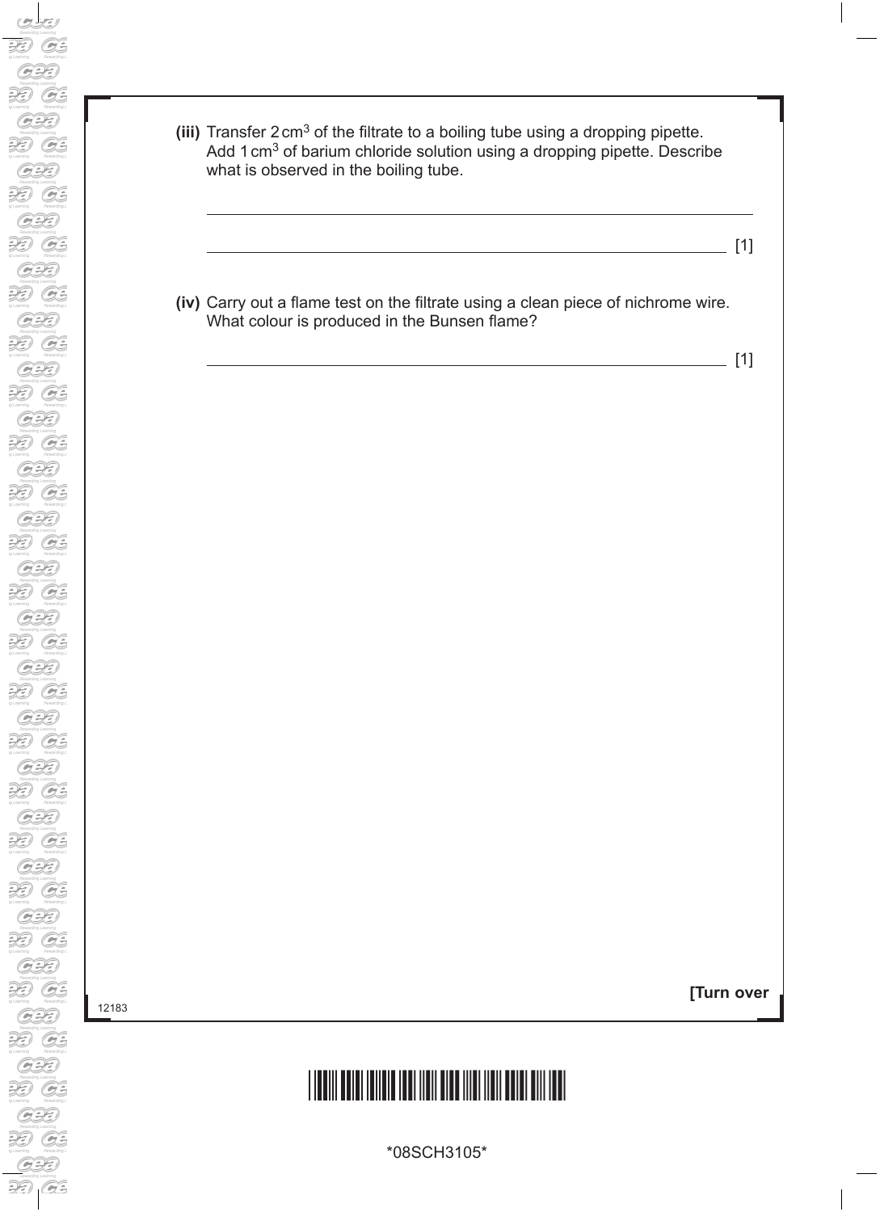**(iii)** Transfer 2 $cm^3$ of the filtrate to a boiling tube using a dropping pipette. Add 1 $cm^3$ of barium chloride solution using a dropping pipette. Describe what is observed in the boiling tube.

\_\_\_\_\_\_\_\_\_\_\_\_\_\_\_\_\_\_\_\_\_\_\_\_\_\_\_\_\_\_\_\_\_\_\_\_\_\_\_\_\_\_\_\_\_\_\_\_\_\_\_\_\_\_\_\_\_\_\_\_\_\_\_\_\_\_\_\_\_\_\_\_

\_\_\_\_\_\_\_\_\_\_\_\_\_\_\_\_\_\_\_\_\_\_\_\_\_\_\_\_\_\_\_\_\_\_\_\_\_\_\_\_\_\_\_\_\_\_\_\_\_\_\_\_\_\_\_\_\_\_\_\_\_\_\_\_\_\_\_\_\_ [1]

**(iv)** Carry out a flame test on the filtrate using a clean piece of nichrome wire. What colour is produced in the Bunsen flame?

\_\_\_\_\_\_\_\_\_\_\_\_\_\_\_\_\_\_\_\_\_\_\_\_\_\_\_\_\_\_\_\_\_\_\_\_\_\_\_\_\_\_\_\_\_\_\_\_\_\_\_\_\_\_\_\_\_\_\_\_\_\_\_\_\_\_\_\_\_ [1]

**[Turn over**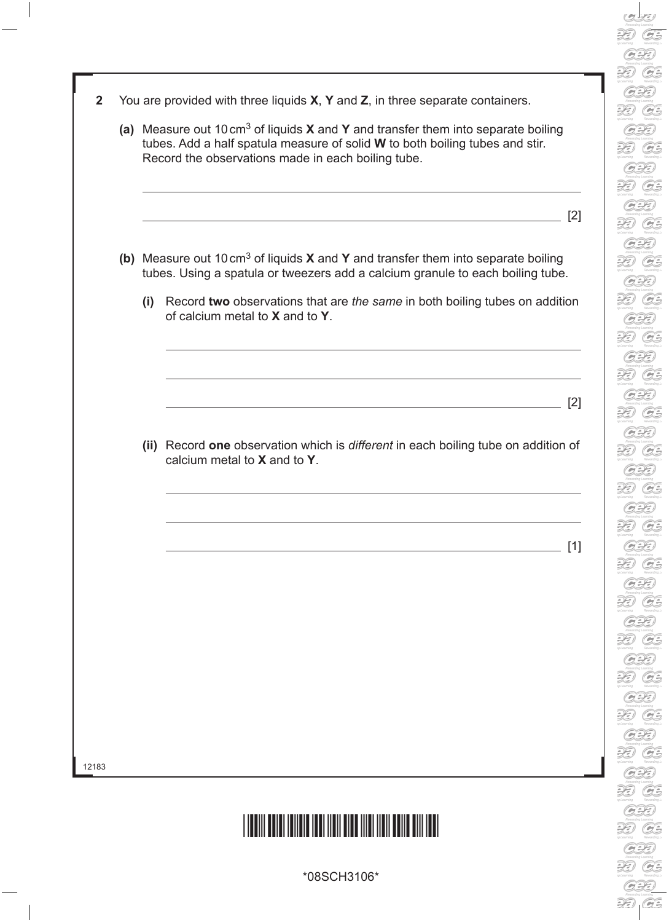**2** You are provided with three liquids **X**, **Y** and **Z**, in three separate containers.

**(a)** Measure out 10 $cm^3$ of liquids **X** and **Y** and transfer them into separate boiling tubes. Add a half spatula measure of solid **W** to both boiling tubes and stir. Record the observations made in each boiling tube.

______________________________________________________________

______________________________________________________________ [2]

**(b)** Measure out 10 $cm^3$ of liquids **X** and **Y** and transfer them into separate boiling tubes. Using a spatula or tweezers add a calcium granule to each boiling tube.

**(i)** Record **two** observations that are *the same* in both boiling tubes on addition of calcium metal to **X** and to **Y**.

______________________________________________________________

______________________________________________________________

______________________________________________________________ [2]

**(ii)** Record **one** observation which is *different* in each boiling tube on addition of calcium metal to **X** and to **Y**.

______________________________________________________________

______________________________________________________________

______________________________________________________________ [1]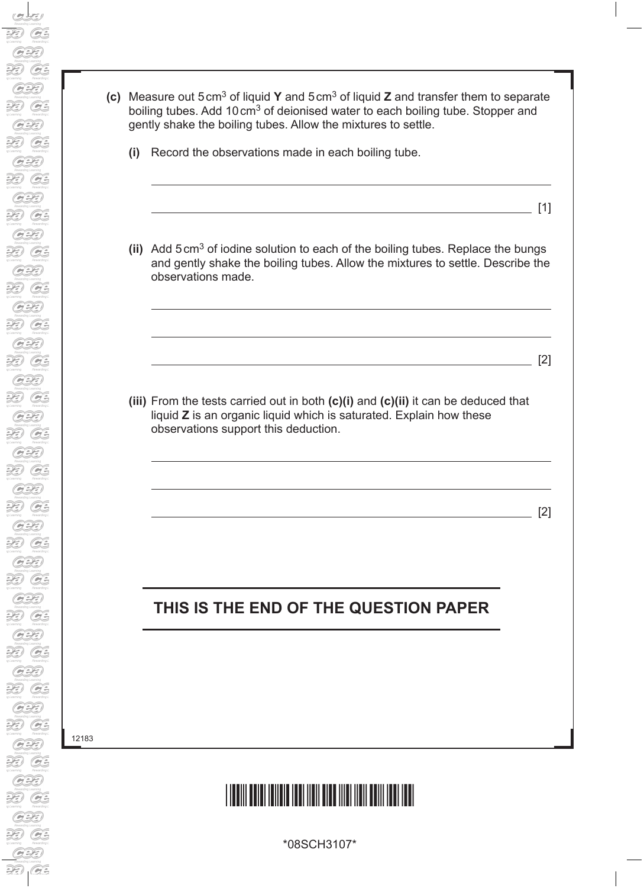**(c)** Measure out 5 $cm^3$ of liquid **Y** and 5 $cm^3$ of liquid **Z** and transfer them to separate boiling tubes. Add 10 $cm^3$ of deionised water to each boiling tube. Stopper and gently shake the boiling tubes. Allow the mixtures to settle.

**(i)** Record the observations made in each boiling tube.

_______________________________________________

_______________________________________________ [1]

**(ii)** Add 5 $cm^3$ of iodine solution to each of the boiling tubes. Replace the bungs and gently shake the boiling tubes. Allow the mixtures to settle. Describe the observations made.

_______________________________________________

_______________________________________________

_______________________________________________ [2]

**(iii)** From the tests carried out in both **(c)(i)** and **(c)(ii)** it can be deduced that liquid **Z** is an organic liquid which is saturated. Explain how these observations support this deduction.

_______________________________________________

_______________________________________________

_______________________________________________ [2]

## THIS IS THE END OF THE QUESTION PAPER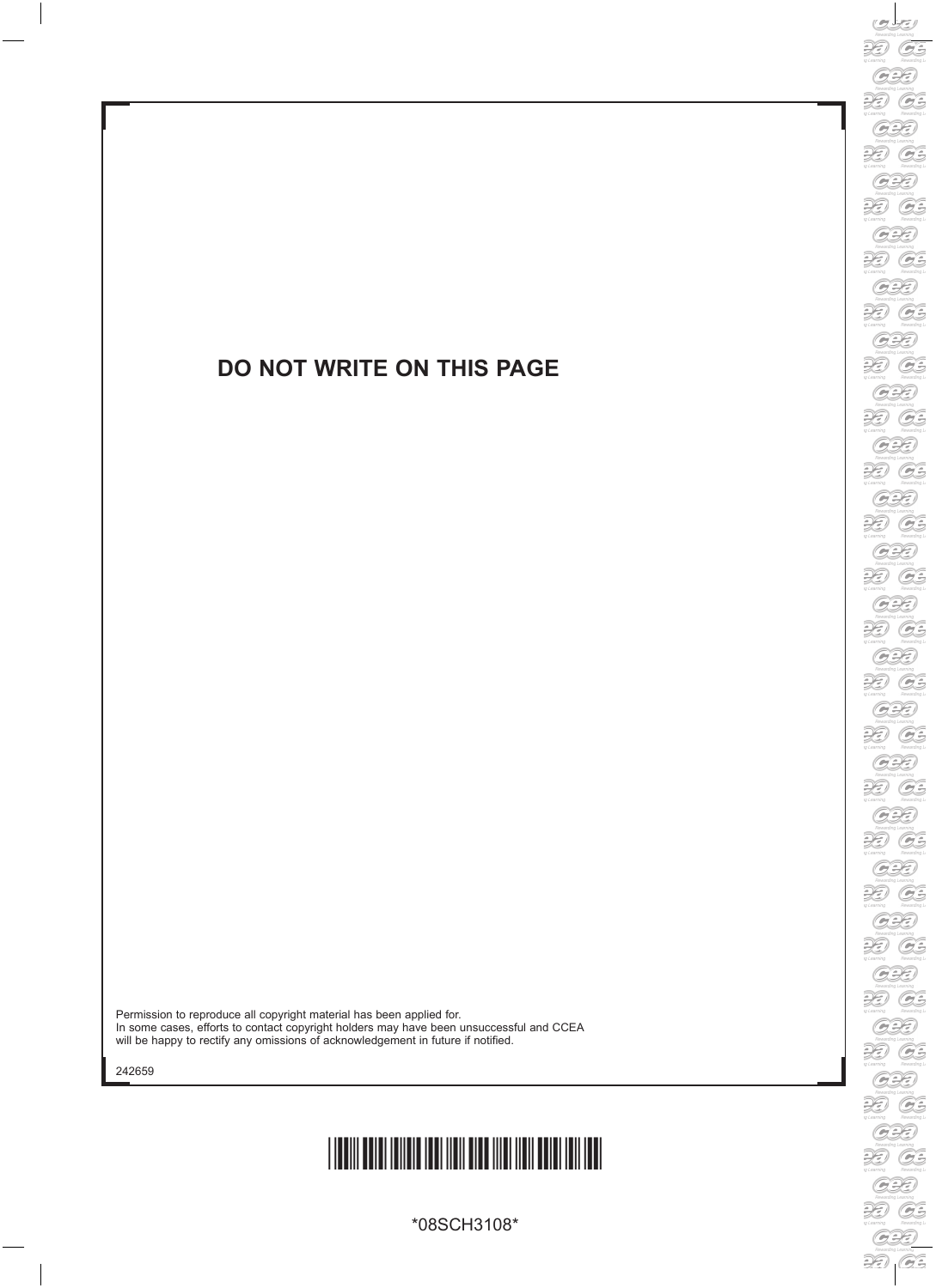**DO NOT WRITE ON THIS PAGE**

Permission to reproduce all copyright material has been applied for.
In some cases, efforts to contact copyright holders may have been unsuccessful and CCEA will be happy to rectify any omissions of acknowledgement in future if notified.

242659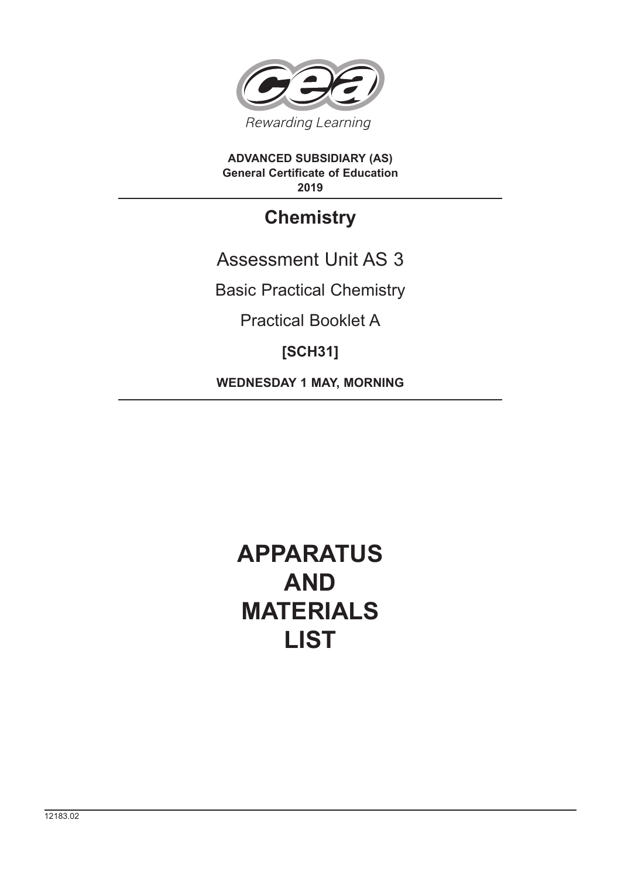Rewarding Learning

**ADVANCED SUBSIDIARY (AS)**
**General Certificate of Education**
**2019**

# Chemistry

Assessment Unit AS 3

Basic Practical Chemistry

Practical Booklet A

**[SCH31]**

**WEDNESDAY 1 MAY, MORNING**

# APPARATUS AND MATERIALS LIST

12183.02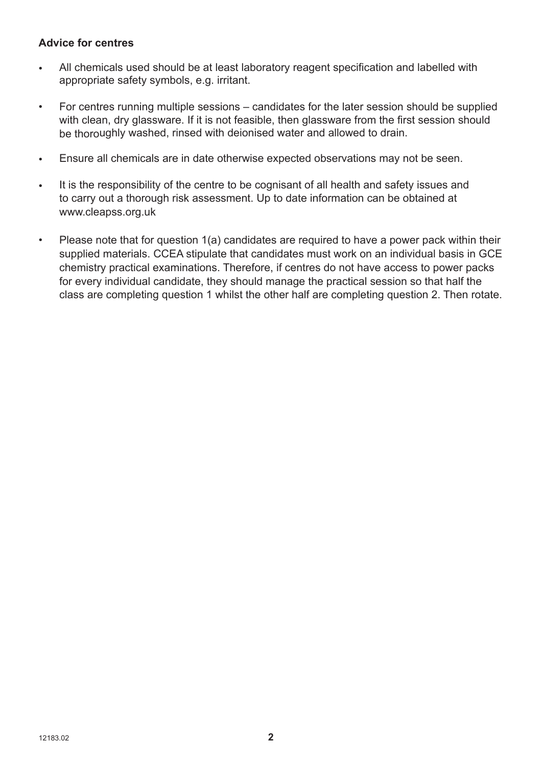**Advice for centres**

- All chemicals used should be at least laboratory reagent specification and labelled with appropriate safety symbols, e.g. irritant.
- For centres running multiple sessions – candidates for the later session should be supplied with clean, dry glassware. If it is not feasible, then glassware from the first session should be thoroughly washed, rinsed with deionised water and allowed to drain.
- Ensure all chemicals are in date otherwise expected observations may not be seen.
- It is the responsibility of the centre to be cognisant of all health and safety issues and to carry out a thorough risk assessment. Up to date information can be obtained at www.cleapss.org.uk
- Please note that for question 1(a) candidates are required to have a power pack within their supplied materials. CCEA stipulate that candidates must work on an individual basis in GCE chemistry practical examinations. Therefore, if centres do not have access to power packs for every individual candidate, they should manage the practical session so that half the class are completing question 1 whilst the other half are completing question 2. Then rotate.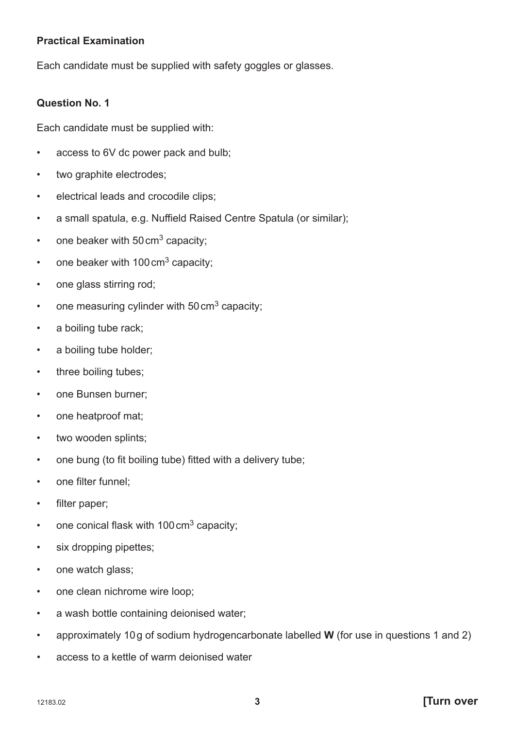**Practical Examination**

Each candidate must be supplied with safety goggles or glasses.

**Question No. 1**

Each candidate must be supplied with:

- access to 6V dc power pack and bulb;
- two graphite electrodes;
- electrical leads and crocodile clips;
- a small spatula, e.g. Nuffield Raised Centre Spatula (or similar);
- one beaker with 50 $cm^3$ capacity;
- one beaker with 100 $cm^3$ capacity;
- one glass stirring rod;
- one measuring cylinder with 50 $cm^3$ capacity;
- a boiling tube rack;
- a boiling tube holder;
- three boiling tubes;
- one Bunsen burner;
- one heatproof mat;
- two wooden splints;
- one bung (to fit boiling tube) fitted with a delivery tube;
- one filter funnel;
- filter paper;
- one conical flask with 100 $cm^3$ capacity;
- six dropping pipettes;
- one watch glass;
- one clean nichrome wire loop;
- a wash bottle containing deionised water;
- approximately 10 g of sodium hydrogencarbonate labelled **W** (for use in questions 1 and 2)
- access to a kettle of warm deionised water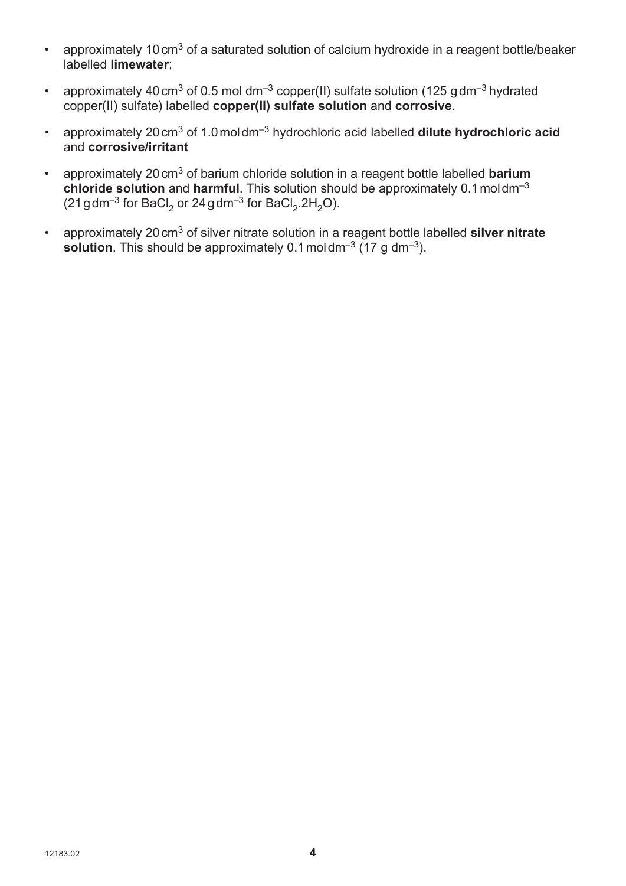- approximately 10 $cm^3$ of a saturated solution of calcium hydroxide in a reagent bottle/beaker labelled **limewater**;
- approximately 40 $cm^3$ of 0.5 mol $dm^{-3}$ copper(II) sulfate solution (125 g $dm^{-3}$ hydrated copper(II) sulfate) labelled **copper(II) sulfate solution** and **corrosive**.
- approximately 20 $cm^3$ of 1.0 mol $dm^{-3}$ hydrochloric acid labelled **dilute hydrochloric acid** and **corrosive/irritant**
- approximately 20 $cm^3$ of barium chloride solution in a reagent bottle labelled **barium chloride solution** and **harmful**. This solution should be approximately 0.1 mol $dm^{-3}$ (21 g $dm^{-3}$ for $BaCl_2$ or 24 g $dm^{-3}$ for $BaCl_2.2H_2O$).
- approximately 20 $cm^3$ of silver nitrate solution in a reagent bottle labelled **silver nitrate solution**. This should be approximately 0.1 mol $dm^{-3}$ (17 g $dm^{-3}$).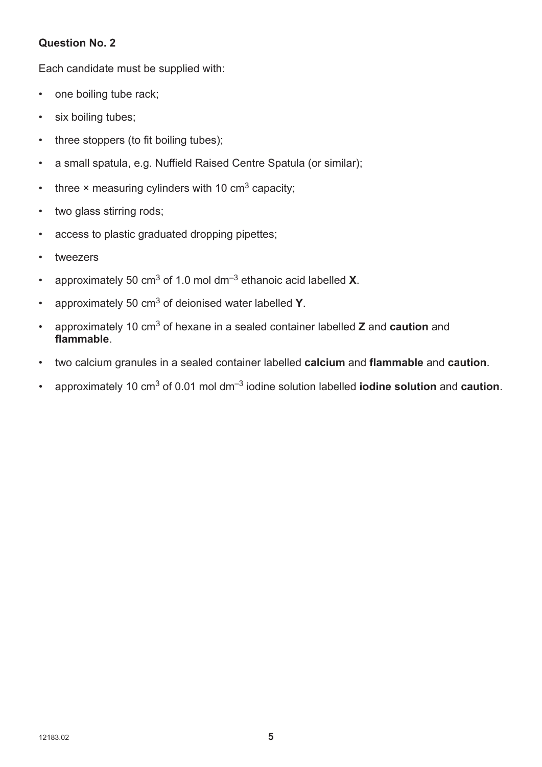**Question No. 2**

Each candidate must be supplied with:

- one boiling tube rack;
- six boiling tubes;
- three stoppers (to fit boiling tubes);
- a small spatula, e.g. Nuffield Raised Centre Spatula (or similar);
- three × measuring cylinders with 10 $cm^3$ capacity;
- two glass stirring rods;
- access to plastic graduated dropping pipettes;
- tweezers
- approximately 50 $cm^3$ of 1.0 mol $dm^{-3}$ ethanoic acid labelled **X**.
- approximately 50 $cm^3$ of deionised water labelled **Y**.
- approximately 10 $cm^3$ of hexane in a sealed container labelled **Z** and **caution** and **flammable**.
- two calcium granules in a sealed container labelled **calcium** and **flammable** and **caution**.
- approximately 10 $cm^3$ of 0.01 mol $dm^{-3}$ iodine solution labelled **iodine solution** and **caution**.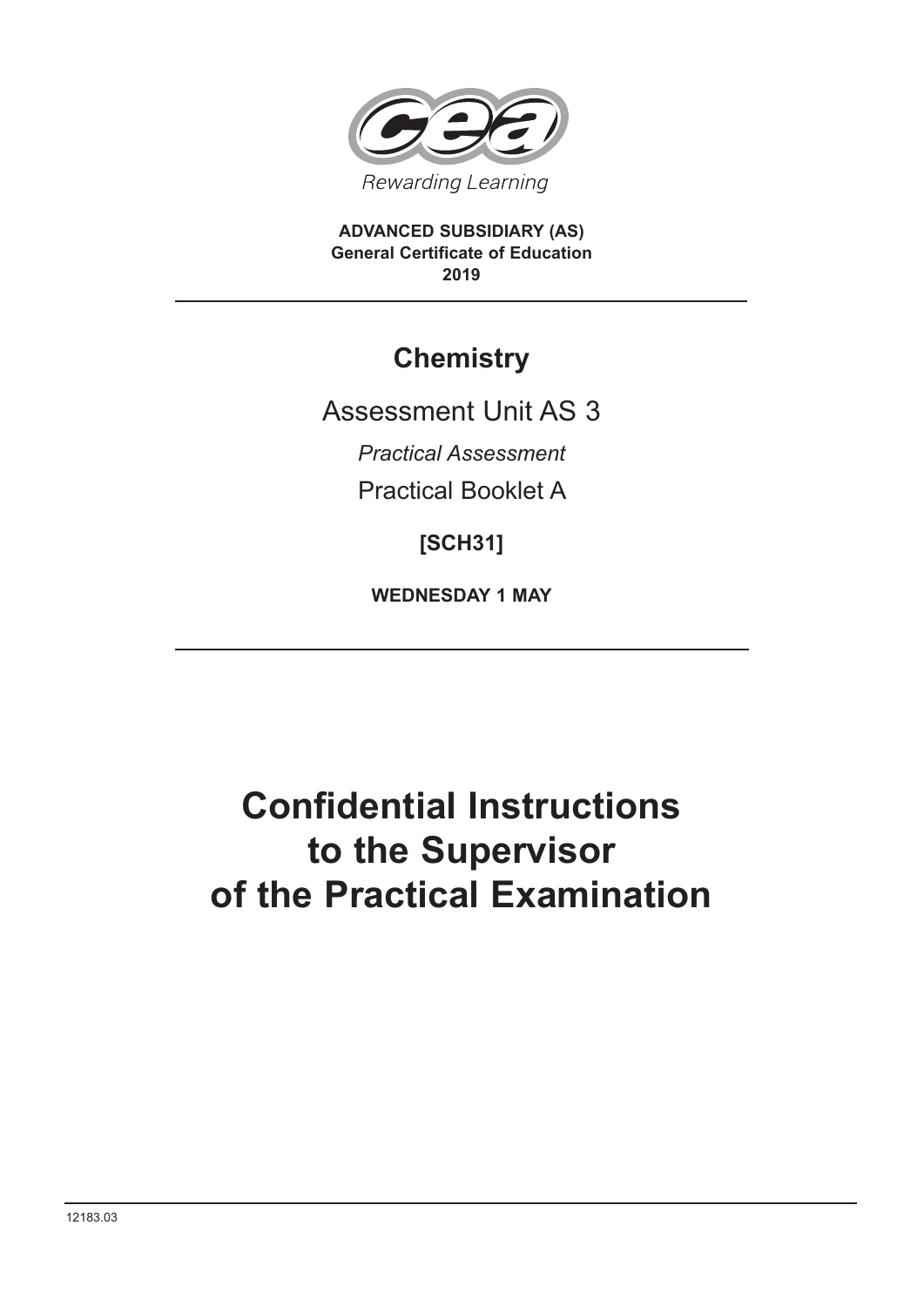**ADVANCED SUBSIDIARY (AS)**
**General Certificate of Education**
**2019**

# Chemistry

Assessment Unit AS 3

*Practical Assessment*

Practical Booklet A

**[SCH31]**

**WEDNESDAY 1 MAY**

# Confidential Instructions to the Supervisor of the Practical Examination

12183.03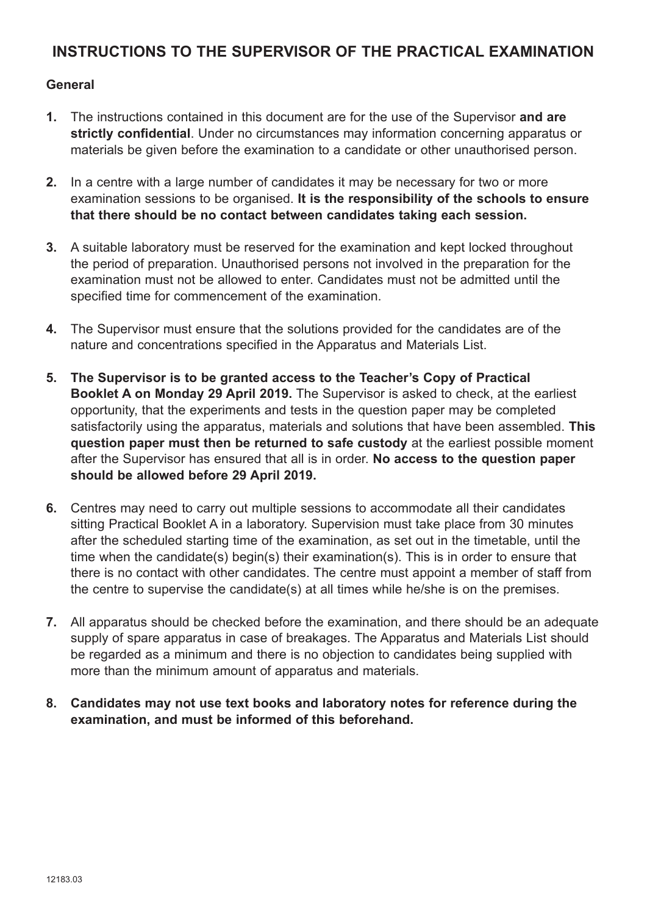# INSTRUCTIONS TO THE SUPERVISOR OF THE PRACTICAL EXAMINATION

## General

1. The instructions contained in this document are for the use of the Supervisor **and are strictly confidential**. Under no circumstances may information concerning apparatus or materials be given before the examination to a candidate or other unauthorised person.

2. In a centre with a large number of candidates it may be necessary for two or more examination sessions to be organised. **It is the responsibility of the schools to ensure that there should be no contact between candidates taking each session.**

3. A suitable laboratory must be reserved for the examination and kept locked throughout the period of preparation. Unauthorised persons not involved in the preparation for the examination must not be allowed to enter. Candidates must not be admitted until the specified time for commencement of the examination.

4. The Supervisor must ensure that the solutions provided for the candidates are of the nature and concentrations specified in the Apparatus and Materials List.

5. **The Supervisor is to be granted access to the Teacher's Copy of Practical Booklet A on Monday 29 April 2019.** The Supervisor is asked to check, at the earliest opportunity, that the experiments and tests in the question paper may be completed satisfactorily using the apparatus, materials and solutions that have been assembled. **This question paper must then be returned to safe custody** at the earliest possible moment after the Supervisor has ensured that all is in order. **No access to the question paper should be allowed before 29 April 2019.**

6. Centres may need to carry out multiple sessions to accommodate all their candidates sitting Practical Booklet A in a laboratory. Supervision must take place from 30 minutes after the scheduled starting time of the examination, as set out in the timetable, until the time when the candidate(s) begin(s) their examination(s). This is in order to ensure that there is no contact with other candidates. The centre must appoint a member of staff from the centre to supervise the candidate(s) at all times while he/she is on the premises.

7. All apparatus should be checked before the examination, and there should be an adequate supply of spare apparatus in case of breakages. The Apparatus and Materials List should be regarded as a minimum and there is no objection to candidates being supplied with more than the minimum amount of apparatus and materials.

8. **Candidates may not use text books and laboratory notes for reference during the examination, and must be informed of this beforehand.**

12183.03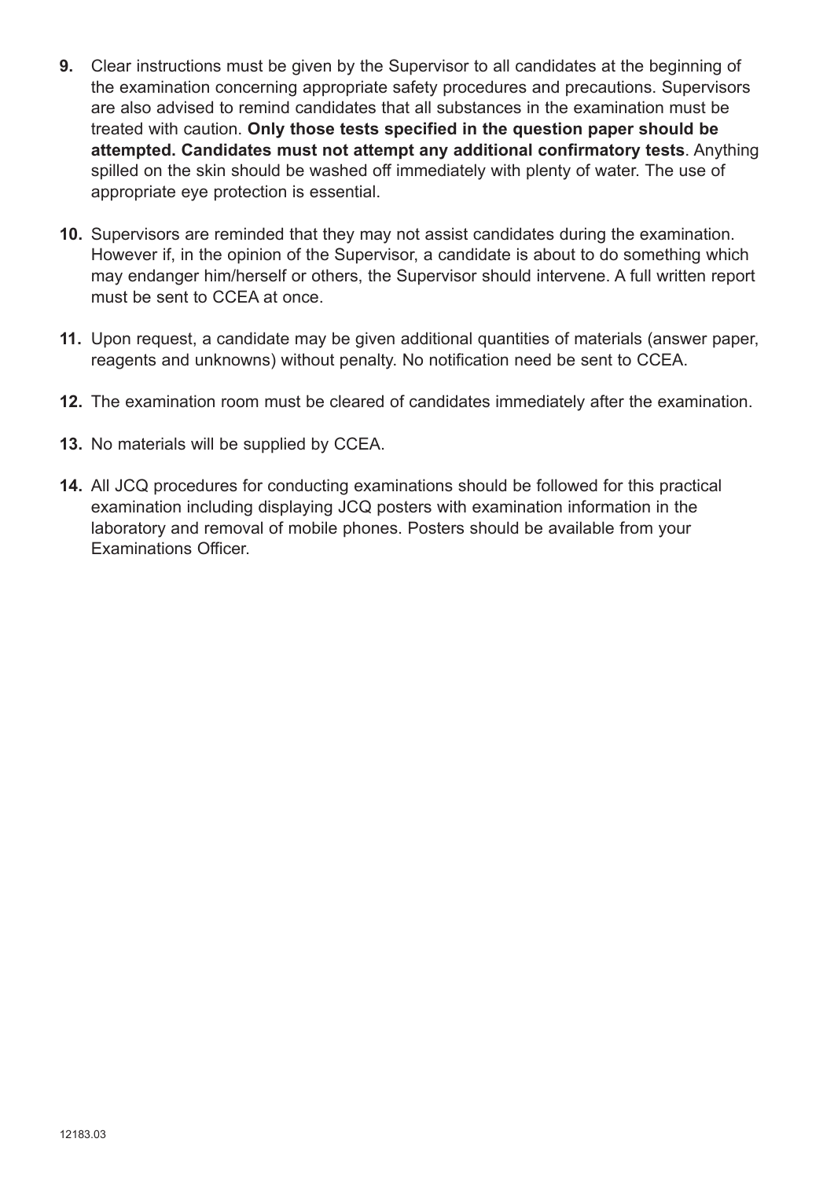9. Clear instructions must be given by the Supervisor to all candidates at the beginning of the examination concerning appropriate safety procedures and precautions. Supervisors are also advised to remind candidates that all substances in the examination must be treated with caution. **Only those tests specified in the question paper should be attempted. Candidates must not attempt any additional confirmatory tests**. Anything spilled on the skin should be washed off immediately with plenty of water. The use of appropriate eye protection is essential.

10. Supervisors are reminded that they may not assist candidates during the examination. However if, in the opinion of the Supervisor, a candidate is about to do something which may endanger him/herself or others, the Supervisor should intervene. A full written report must be sent to CCEA at once.

11. Upon request, a candidate may be given additional quantities of materials (answer paper, reagents and unknowns) without penalty. No notification need be sent to CCEA.

12. The examination room must be cleared of candidates immediately after the examination.

13. No materials will be supplied by CCEA.

14. All JCQ procedures for conducting examinations should be followed for this practical examination including displaying JCQ posters with examination information in the laboratory and removal of mobile phones. Posters should be available from your Examinations Officer.

12183.03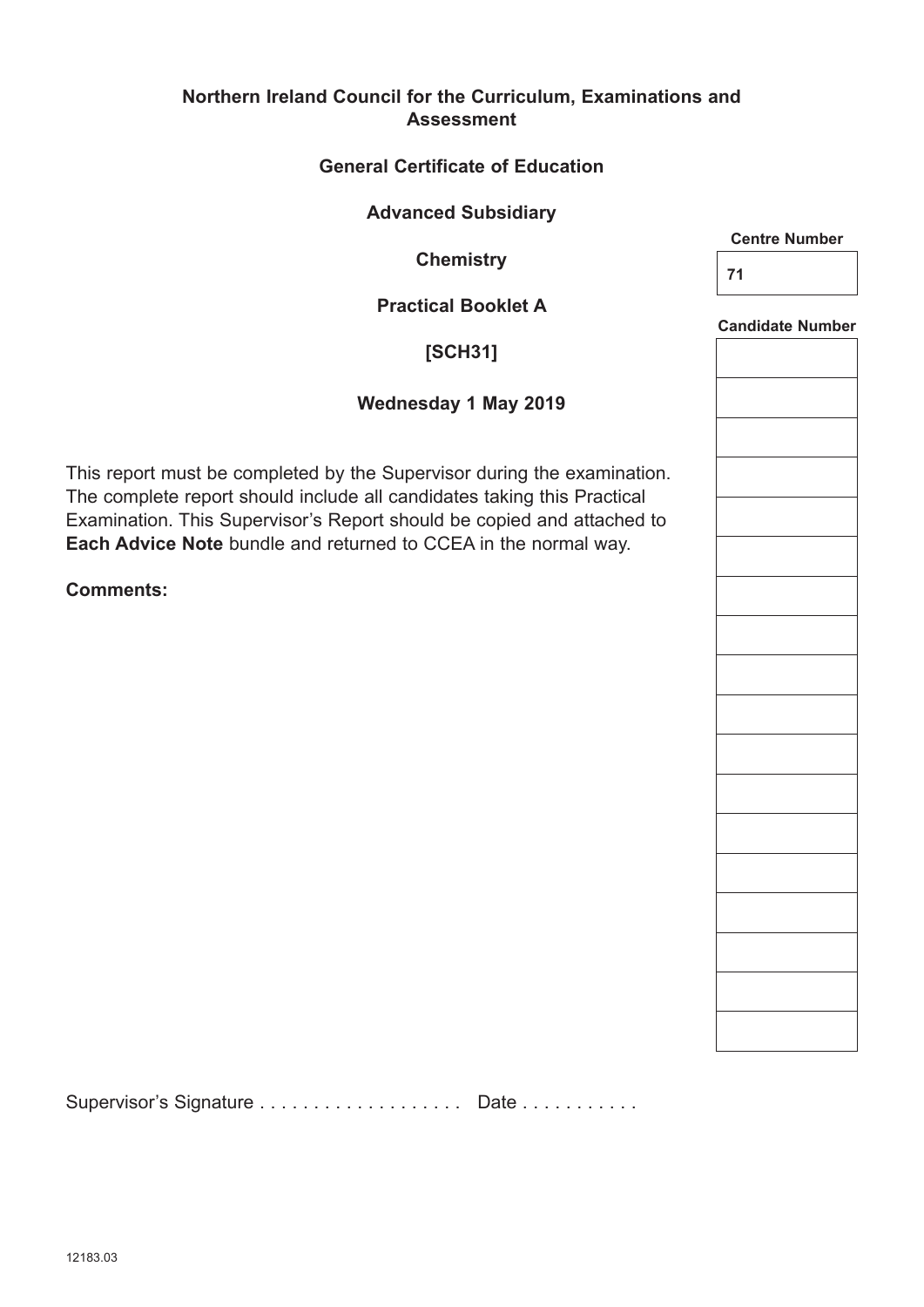**Northern Ireland Council for the Curriculum, Examinations and Assessment**

**General Certificate of Education**

**Advanced Subsidiary**

**Chemistry**

**Practical Booklet A**

**[SCH31]**

**Wednesday 1 May 2019**

| Centre Number |
|---|
| 71 |

| Candidate Number |
|---|
| |
| |
| |
| |
| |
| |
| |
| |
| |
| |
| |
| |
| |
| |
| |
| |
| |
| |

This report must be completed by the Supervisor during the examination. The complete report should include all candidates taking this Practical Examination. This Supervisor's Report should be copied and attached to **Each Advice Note** bundle and returned to CCEA in the normal way.

**Comments:**

Supervisor's Signature . . . . . . . . . . . . . . . . . . . Date . . . . . . . . . . .

12183.03